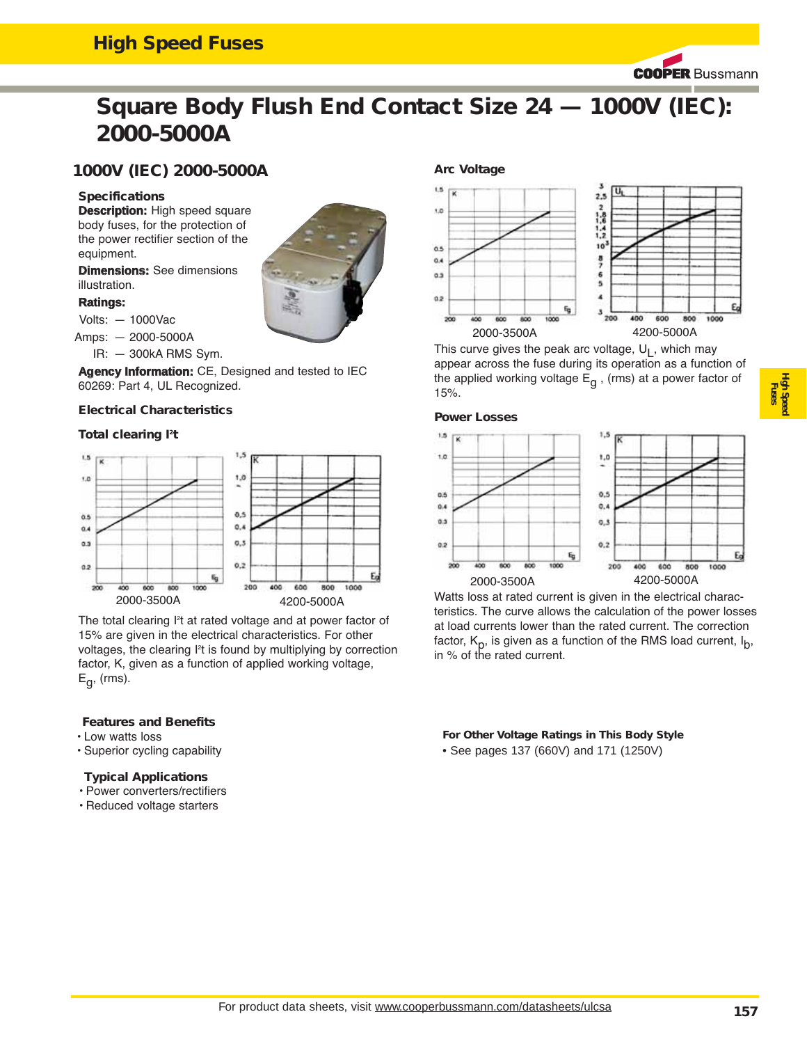# Square Body Flush End Contact Size 24 — 1000V (IEC): 2000-5000A

## 1000V (IEC) 2000-5000A

### Specifications

**Description:** High speed square body fuses, for the protection of the power rectifier section of the equipment.

**Dimensions:** See dimensions illustration.

**Ratings:**

Volts: — 1000Vac

Amps: — 2000-5000A

IR: — 300kA RMS Sym.

**Agency Information:** CE, Designed and tested to IEC 60269: Part 4, UL Recognized.

### Electrical Characteristics

#### Total clearing I²t

2000-3500A

4200-5000A

The total clearing I²t at rated voltage and at power factor of 15% are given in the electrical characteristics. For other voltages, the clearing I²t is found by multiplying by correction factor, K, given as a function of applied working voltage, $E_g$, (rms).

### Arc Voltage

2000-3500A

4200-5000A

This curve gives the peak arc voltage, $U_L$, which may appear across the fuse during its operation as a function of the applied working voltage $E_g$ , (rms) at a power factor of 15%.

### Power Losses

2000-3500A

4200-5000A

Watts loss at rated current is given in the electrical characteristics. The curve allows the calculation of the power losses at load currents lower than the rated current. The correction factor, $K_p$, is given as a function of the RMS load current, $I_b$, in % of the rated current.

### Features and Benefits

- Low watts loss
- Superior cycling capability

### Typical Applications

- Power converters/rectifiers
- Reduced voltage starters

#### For Other Voltage Ratings in This Body Style

- See pages 137 (660V) and 171 (1250V)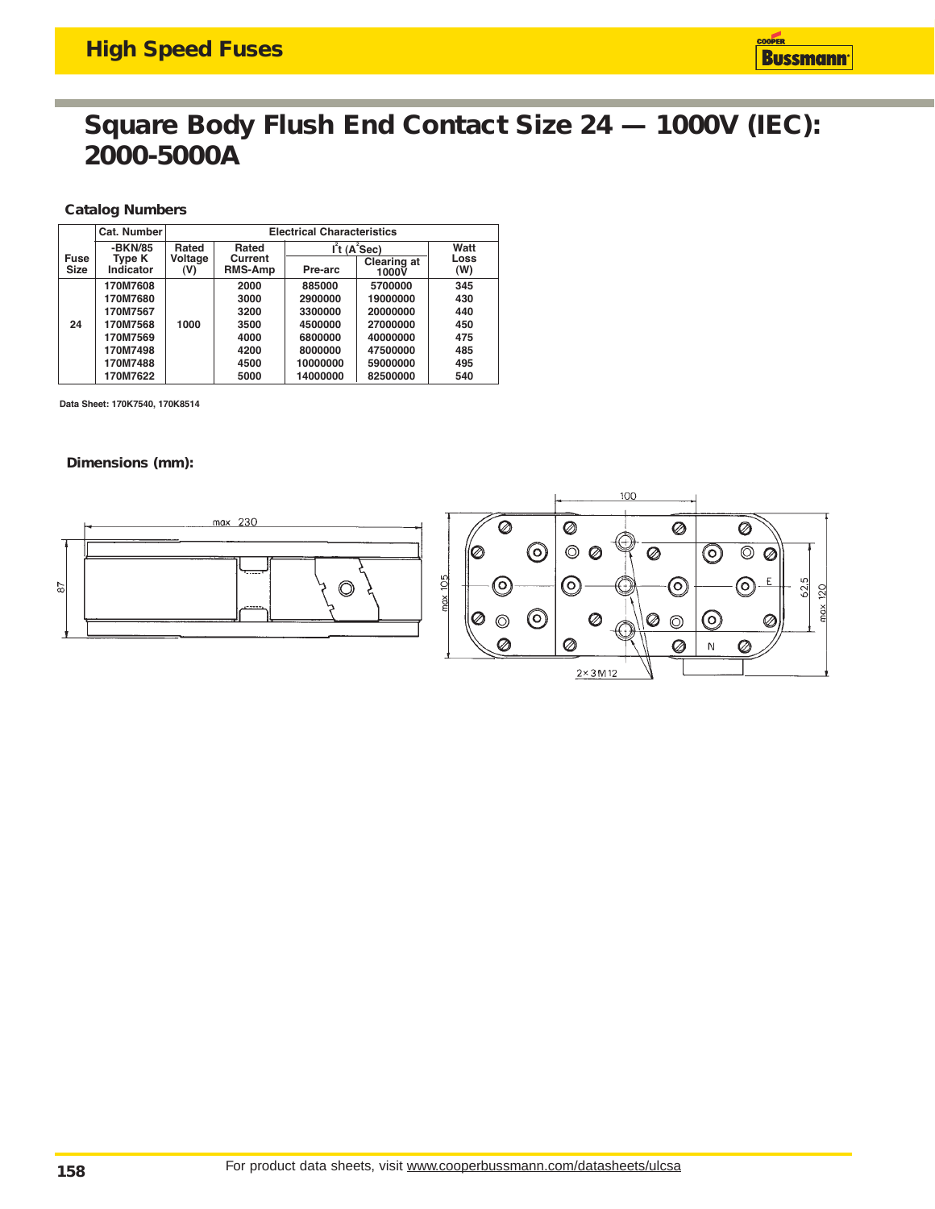# Square Body Flush End Contact Size 24 — 1000V (IEC): 2000-5000A

### Catalog Numbers

| Fuse Size | Cat. Number -BKN/85 Type K Indicator | Rated Voltage (V) | Rated Current RMS-Amp | $I^2t$ ($A^2$Sec) Pre-arc | $I^2t$ ($A^2$Sec) Clearing at 1000V | Watt Loss (W) |
|---|---|---|---|---|---|---|
| 24 | 170M7608 | 1000 | 2000 | 885000 | 5700000 | 345 |
| | 170M7680 | | 3000 | 2900000 | 19000000 | 430 |
| | 170M7567 | | 3200 | 3300000 | 20000000 | 440 |
| | 170M7568 | | 3500 | 4500000 | 27000000 | 450 |
| | 170M7569 | | 4000 | 6800000 | 40000000 | 475 |
| | 170M7498 | | 4200 | 8000000 | 47500000 | 485 |
| | 170M7488 | | 4500 | 10000000 | 59000000 | 495 |
| | 170M7622 | | 5000 | 14000000 | 82500000 | 540 |

**Data Sheet: 170K7540, 170K8514**

### Dimensions (mm):

max 230, 87, 100, max 105, 62.5, max 120, 2×3 M12, E, N

For product data sheets, visit www.cooperbussmann.com/datasheets/ulcsa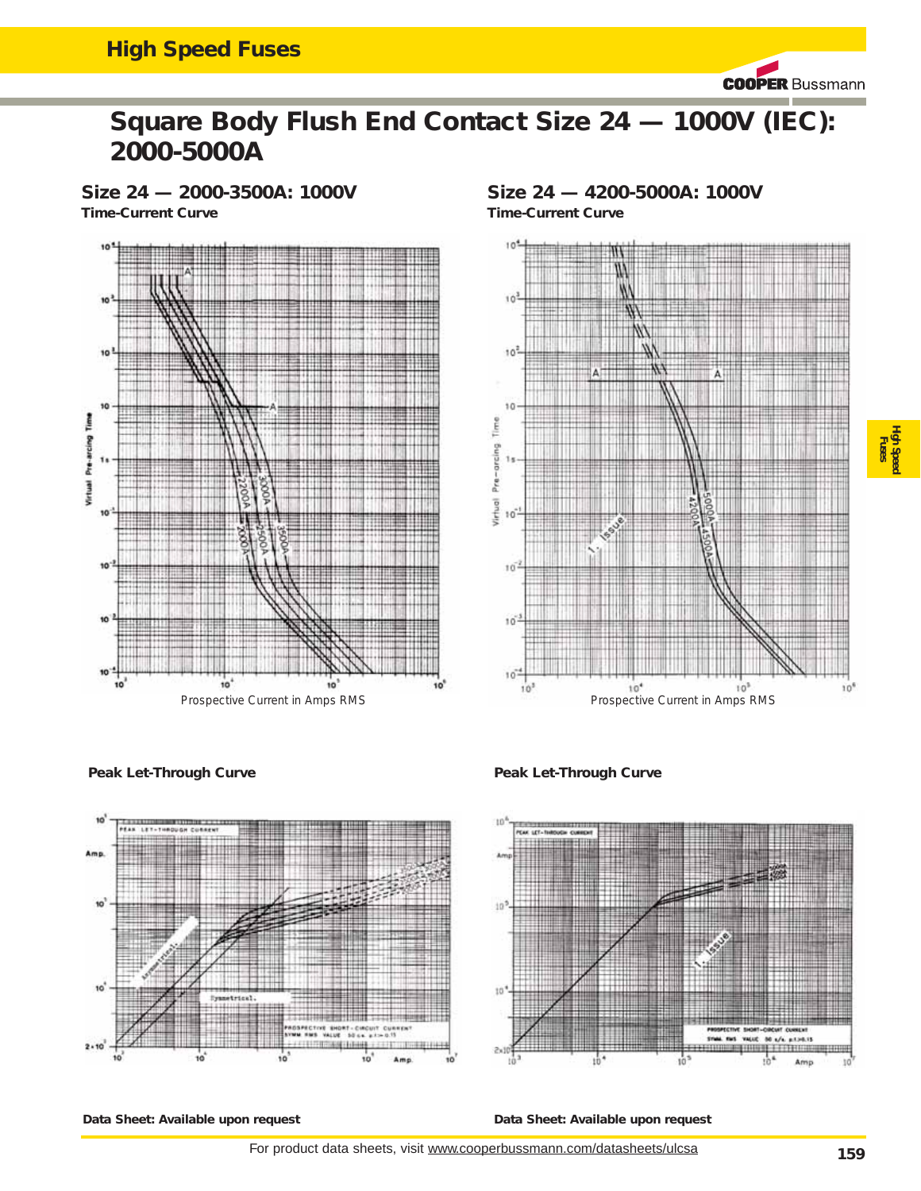# Square Body Flush End Contact Size 24 — 1000V (IEC): 2000-5000A

## Size 24 — 2000-3500A: 1000V

**Time-Current Curve**

Virtual Pre-arcing Time

A

A

2000A

2200A

2500A

3000A

3500A

Prospective Current in Amps RMS

## Size 24 — 4200-5000A: 1000V

**Time-Current Curve**

Virtual Pre-arcing Time

A

A

1. Issue

4200A

4500A

5000A

Prospective Current in Amps RMS

**Peak Let-Through Curve**

PEAK LET-THROUGH CURRENT

Amp.

Asymmetrical.

Symmetrical.

PROSPECTIVE SHORT-CIRCUIT CURRENT
SYMM. RMS VALUE 50 c/s p.f.>0.15

Amp.

**Data Sheet: Available upon request**

**Peak Let-Through Curve**

PEAK LET-THROUGH CURRENT

Amp

1. Issue

PROSPECTIVE SHORT-CIRCUIT CURRENT
SYMM. RMS VALUE 50 c/s p.f.>0.15

Amp

**Data Sheet: Available upon request**

For product data sheets, visit www.cooperbussmann.com/datasheets/ulcsa